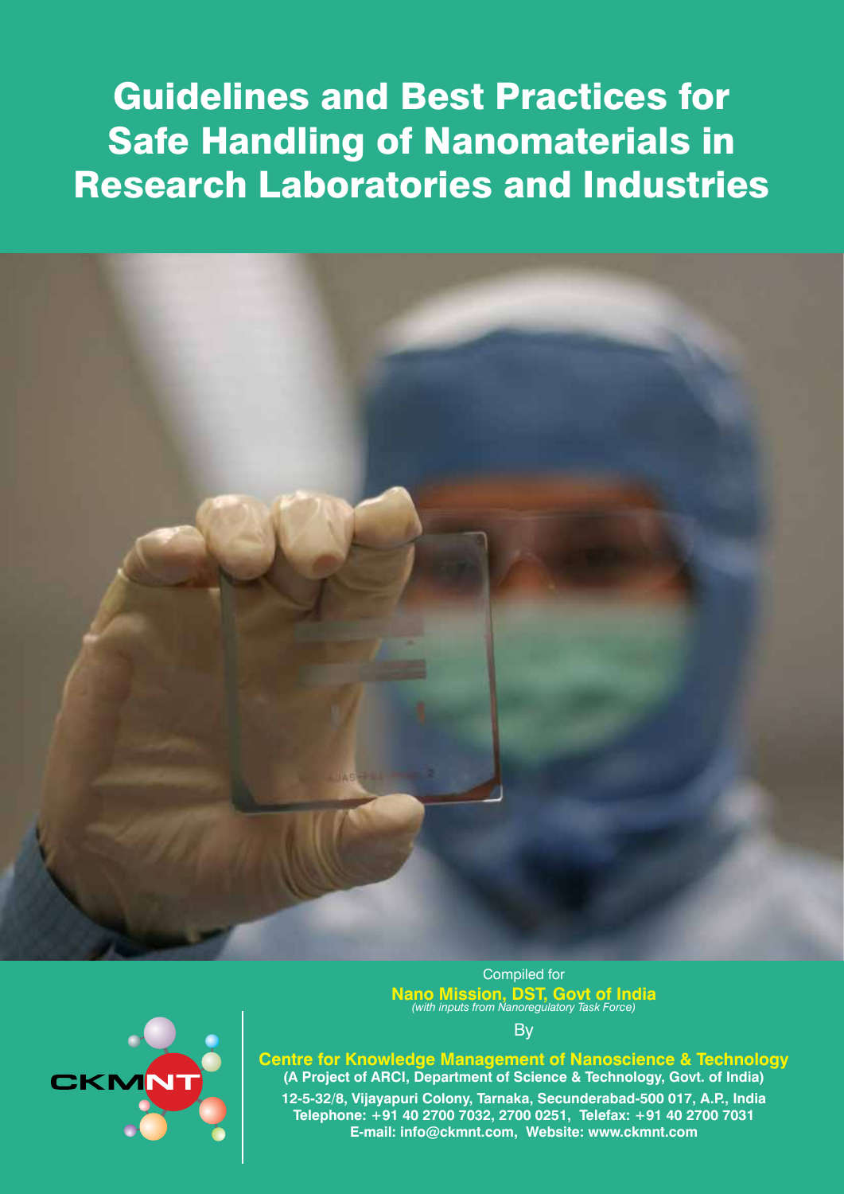# Guidelines and Best Practices for Safe Handling of Nanomaterials in Research Laboratories and Industries

Compiled for

**Nano Mission, DST, Govt of India**

*(with inputs from Nanoregulatory Task Force)*

By

**Centre for Knowledge Management of Nanoscience & Technology**

**(A Project of ARCI, Department of Science & Technology, Govt. of India)**

**12-5-32/8, Vijayapuri Colony, Tarnaka, Secunderabad-500 017, A.P., India**

**Telephone: +91 40 2700 7032, 2700 0251, Telefax: +91 40 2700 7031**

**E-mail: info@ckmnt.com, Website: www.ckmnt.com**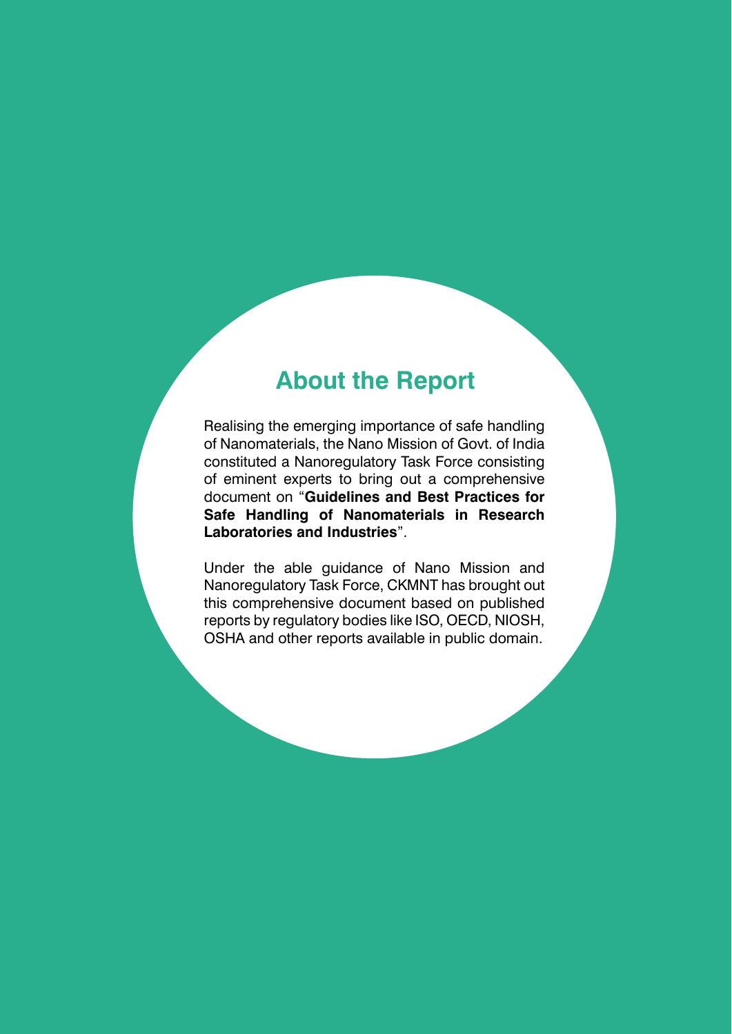## About the Report

Realising the emerging importance of safe handling of Nanomaterials, the Nano Mission of Govt. of India constituted a Nanoregulatory Task Force consisting of eminent experts to bring out a comprehensive document on "**Guidelines and Best Practices for Safe Handling of Nanomaterials in Research Laboratories and Industries**".

Under the able guidance of Nano Mission and Nanoregulatory Task Force, CKMNT has brought out this comprehensive document based on published reports by regulatory bodies like ISO, OECD, NIOSH, OSHA and other reports available in public domain.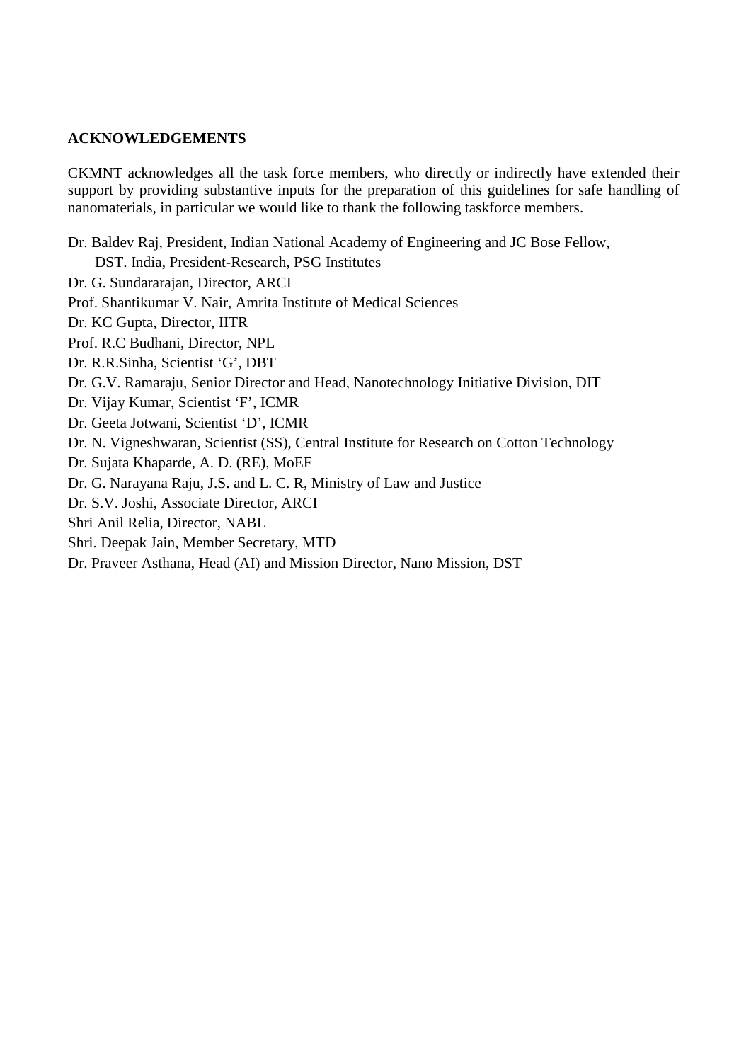**ACKNOWLEDGEMENTS**

CKMNT acknowledges all the task force members, who directly or indirectly have extended their support by providing substantive inputs for the preparation of this guidelines for safe handling of nanomaterials, in particular we would like to thank the following taskforce members.

Dr. Baldev Raj, President, Indian National Academy of Engineering and JC Bose Fellow, DST. India, President-Research, PSG Institutes

Dr. G. Sundararajan, Director, ARCI

Prof. Shantikumar V. Nair, Amrita Institute of Medical Sciences

Dr. KC Gupta, Director, IITR

Prof. R.C Budhani, Director, NPL

Dr. R.R.Sinha, Scientist 'G', DBT

Dr. G.V. Ramaraju, Senior Director and Head, Nanotechnology Initiative Division, DIT

Dr. Vijay Kumar, Scientist 'F', ICMR

Dr. Geeta Jotwani, Scientist 'D', ICMR

Dr. N. Vigneshwaran, Scientist (SS), Central Institute for Research on Cotton Technology

Dr. Sujata Khaparde, A. D. (RE), MoEF

Dr. G. Narayana Raju, J.S. and L. C. R, Ministry of Law and Justice

Dr. S.V. Joshi, Associate Director, ARCI

Shri Anil Relia, Director, NABL

Shri. Deepak Jain, Member Secretary, MTD

Dr. Praveer Asthana, Head (AI) and Mission Director, Nano Mission, DST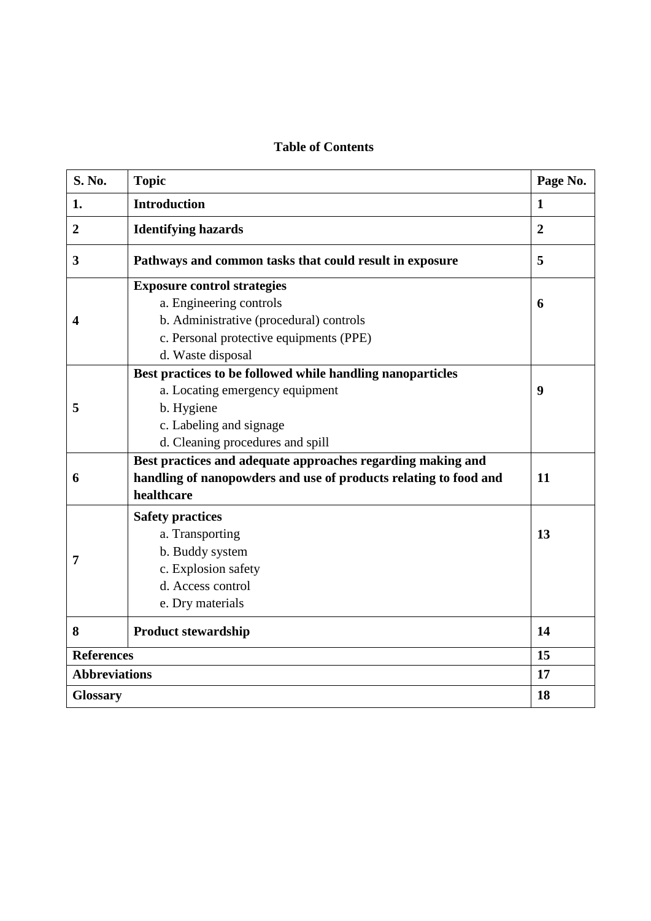**Table of Contents**

| S. No. | Topic | Page No. |
|---|---|---|
| **1.** | **Introduction** | **1** |
| **2** | **Identifying hazards** | **2** |
| **3** | **Pathways and common tasks that could result in exposure** | **5** |
| **4** | **Exposure control strategies**<br>a. Engineering controls<br>b. Administrative (procedural) controls<br>c. Personal protective equipments (PPE)<br>d. Waste disposal | **6** |
| **5** | **Best practices to be followed while handling nanoparticles**<br>a. Locating emergency equipment<br>b. Hygiene<br>c. Labeling and signage<br>d. Cleaning procedures and spill | **9** |
| **6** | **Best practices and adequate approaches regarding making and handling of nanopowders and use of products relating to food and healthcare** | **11** |
| **7** | **Safety practices**<br>a. Transporting<br>b. Buddy system<br>c. Explosion safety<br>d. Access control<br>e. Dry materials | **13** |
| **8** | **Product stewardship** | **14** |
| **References** | | **15** |
| **Abbreviations** | | **17** |
| **Glossary** | | **18** |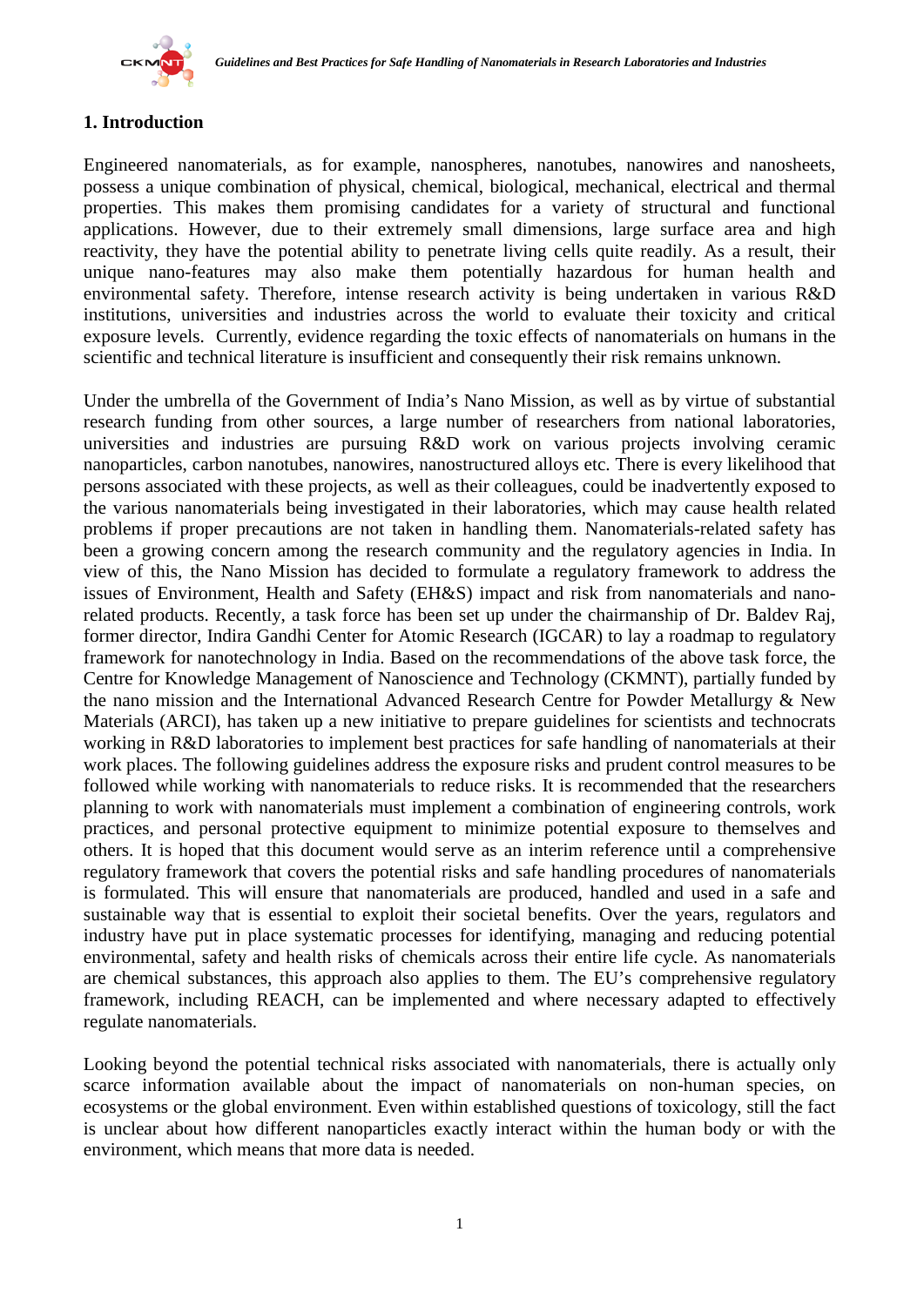## 1. Introduction

Engineered nanomaterials, as for example, nanospheres, nanotubes, nanowires and nanosheets, possess a unique combination of physical, chemical, biological, mechanical, electrical and thermal properties. This makes them promising candidates for a variety of structural and functional applications. However, due to their extremely small dimensions, large surface area and high reactivity, they have the potential ability to penetrate living cells quite readily. As a result, their unique nano-features may also make them potentially hazardous for human health and environmental safety. Therefore, intense research activity is being undertaken in various R&D institutions, universities and industries across the world to evaluate their toxicity and critical exposure levels. Currently, evidence regarding the toxic effects of nanomaterials on humans in the scientific and technical literature is insufficient and consequently their risk remains unknown.

Under the umbrella of the Government of India's Nano Mission, as well as by virtue of substantial research funding from other sources, a large number of researchers from national laboratories, universities and industries are pursuing R&D work on various projects involving ceramic nanoparticles, carbon nanotubes, nanowires, nanostructured alloys etc. There is every likelihood that persons associated with these projects, as well as their colleagues, could be inadvertently exposed to the various nanomaterials being investigated in their laboratories, which may cause health related problems if proper precautions are not taken in handling them. Nanomaterials-related safety has been a growing concern among the research community and the regulatory agencies in India. In view of this, the Nano Mission has decided to formulate a regulatory framework to address the issues of Environment, Health and Safety (EH&S) impact and risk from nanomaterials and nano-related products. Recently, a task force has been set up under the chairmanship of Dr. Baldev Raj, former director, Indira Gandhi Center for Atomic Research (IGCAR) to lay a roadmap to regulatory framework for nanotechnology in India. Based on the recommendations of the above task force, the Centre for Knowledge Management of Nanoscience and Technology (CKMNT), partially funded by the nano mission and the International Advanced Research Centre for Powder Metallurgy & New Materials (ARCI), has taken up a new initiative to prepare guidelines for scientists and technocrats working in R&D laboratories to implement best practices for safe handling of nanomaterials at their work places. The following guidelines address the exposure risks and prudent control measures to be followed while working with nanomaterials to reduce risks. It is recommended that the researchers planning to work with nanomaterials must implement a combination of engineering controls, work practices, and personal protective equipment to minimize potential exposure to themselves and others. It is hoped that this document would serve as an interim reference until a comprehensive regulatory framework that covers the potential risks and safe handling procedures of nanomaterials is formulated. This will ensure that nanomaterials are produced, handled and used in a safe and sustainable way that is essential to exploit their societal benefits. Over the years, regulators and industry have put in place systematic processes for identifying, managing and reducing potential environmental, safety and health risks of chemicals across their entire life cycle. As nanomaterials are chemical substances, this approach also applies to them. The EU's comprehensive regulatory framework, including REACH, can be implemented and where necessary adapted to effectively regulate nanomaterials.

Looking beyond the potential technical risks associated with nanomaterials, there is actually only scarce information available about the impact of nanomaterials on non-human species, on ecosystems or the global environment. Even within established questions of toxicology, still the fact is unclear about how different nanoparticles exactly interact within the human body or with the environment, which means that more data is needed.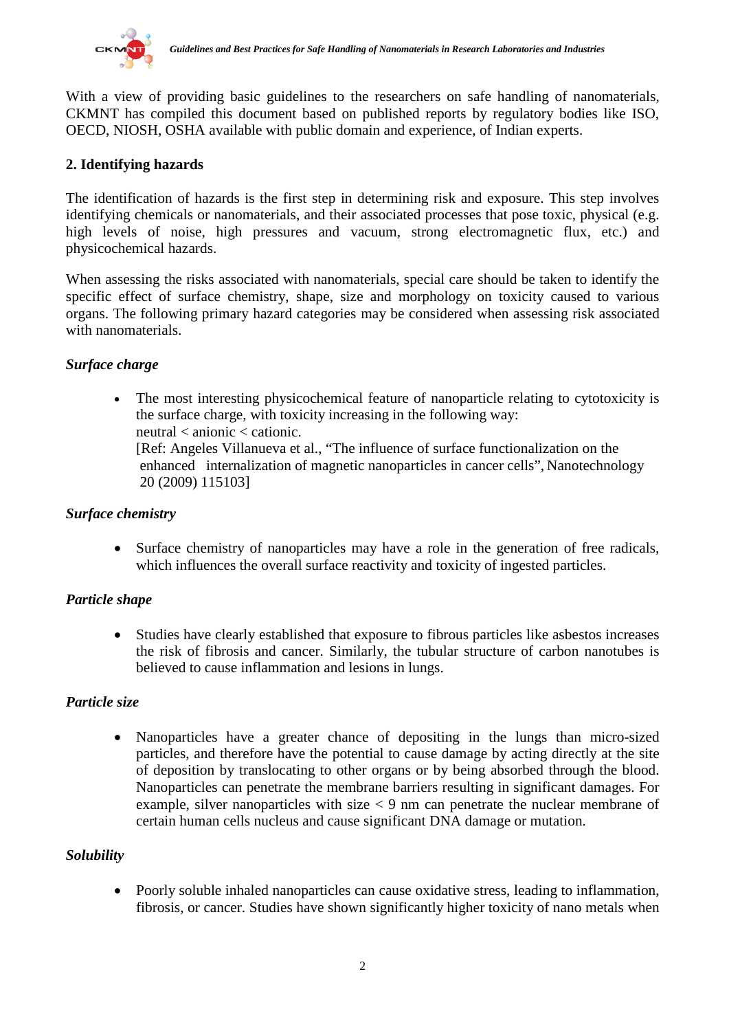With a view of providing basic guidelines to the researchers on safe handling of nanomaterials, CKMNT has compiled this document based on published reports by regulatory bodies like ISO, OECD, NIOSH, OSHA available with public domain and experience, of Indian experts.

## 2. Identifying hazards

The identification of hazards is the first step in determining risk and exposure. This step involves identifying chemicals or nanomaterials, and their associated processes that pose toxic, physical (e.g. high levels of noise, high pressures and vacuum, strong electromagnetic flux, etc.) and physicochemical hazards.

When assessing the risks associated with nanomaterials, special care should be taken to identify the specific effect of surface chemistry, shape, size and morphology on toxicity caused to various organs. The following primary hazard categories may be considered when assessing risk associated with nanomaterials.

### *Surface charge*

- The most interesting physicochemical feature of nanoparticle relating to cytotoxicity is the surface charge, with toxicity increasing in the following way:
  neutral < anionic < cationic.
  [Ref: Angeles Villanueva et al., "The influence of surface functionalization on the enhanced internalization of magnetic nanoparticles in cancer cells", Nanotechnology 20 (2009) 115103]

### *Surface chemistry*

- Surface chemistry of nanoparticles may have a role in the generation of free radicals, which influences the overall surface reactivity and toxicity of ingested particles.

### *Particle shape*

- Studies have clearly established that exposure to fibrous particles like asbestos increases the risk of fibrosis and cancer. Similarly, the tubular structure of carbon nanotubes is believed to cause inflammation and lesions in lungs.

### *Particle size*

- Nanoparticles have a greater chance of depositing in the lungs than micro-sized particles, and therefore have the potential to cause damage by acting directly at the site of deposition by translocating to other organs or by being absorbed through the blood. Nanoparticles can penetrate the membrane barriers resulting in significant damages. For example, silver nanoparticles with size < 9 nm can penetrate the nuclear membrane of certain human cells nucleus and cause significant DNA damage or mutation.

### *Solubility*

- Poorly soluble inhaled nanoparticles can cause oxidative stress, leading to inflammation, fibrosis, or cancer. Studies have shown significantly higher toxicity of nano metals when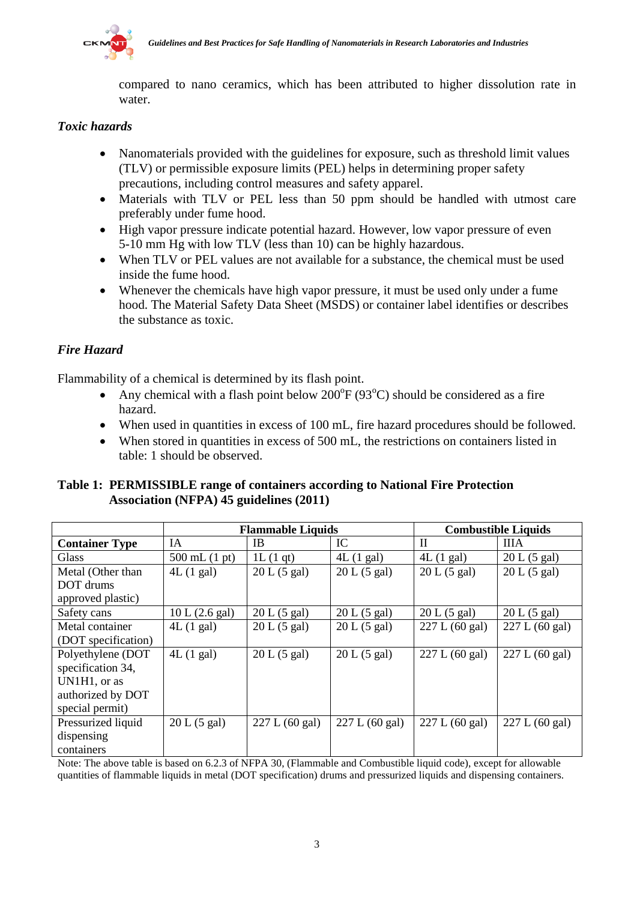compared to nano ceramics, which has been attributed to higher dissolution rate in water.

### *Toxic hazards*

- Nanomaterials provided with the guidelines for exposure, such as threshold limit values (TLV) or permissible exposure limits (PEL) helps in determining proper safety precautions, including control measures and safety apparel.
- Materials with TLV or PEL less than 50 ppm should be handled with utmost care preferably under fume hood.
- High vapor pressure indicate potential hazard. However, low vapor pressure of even 5-10 mm Hg with low TLV (less than 10) can be highly hazardous.
- When TLV or PEL values are not available for a substance, the chemical must be used inside the fume hood.
- Whenever the chemicals have high vapor pressure, it must be used only under a fume hood. The Material Safety Data Sheet (MSDS) or container label identifies or describes the substance as toxic.

### *Fire Hazard*

Flammability of a chemical is determined by its flash point.

- Any chemical with a flash point below 200$^{o}$F (93$^{o}$C) should be considered as a fire hazard.
- When used in quantities in excess of 100 mL, fire hazard procedures should be followed.
- When stored in quantities in excess of 500 mL, the restrictions on containers listed in table: 1 should be observed.

**Table 1: PERMISSIBLE range of containers according to National Fire Protection Association (NFPA) 45 guidelines (2011)**

| | Flammable Liquids | | | Combustible Liquids | |
|---|---|---|---|---|---|
| **Container Type** | IA | IB | IC | II | IIIA |
| Glass | 500 mL (1 pt) | 1L (1 qt) | 4L (1 gal) | 4L (1 gal) | 20 L (5 gal) |
| Metal (Other than DOT drums approved plastic) | 4L (1 gal) | 20 L (5 gal) | 20 L (5 gal) | 20 L (5 gal) | 20 L (5 gal) |
| Safety cans | 10 L (2.6 gal) | 20 L (5 gal) | 20 L (5 gal) | 20 L (5 gal) | 20 L (5 gal) |
| Metal container (DOT specification) | 4L (1 gal) | 20 L (5 gal) | 20 L (5 gal) | 227 L (60 gal) | 227 L (60 gal) |
| Polyethylene (DOT specification 34, UN1H1, or as authorized by DOT special permit) | 4L (1 gal) | 20 L (5 gal) | 20 L (5 gal) | 227 L (60 gal) | 227 L (60 gal) |
| Pressurized liquid dispensing containers | 20 L (5 gal) | 227 L (60 gal) | 227 L (60 gal) | 227 L (60 gal) | 227 L (60 gal) |

Note: The above table is based on 6.2.3 of NFPA 30, (Flammable and Combustible liquid code), except for allowable quantities of flammable liquids in metal (DOT specification) drums and pressurized liquids and dispensing containers.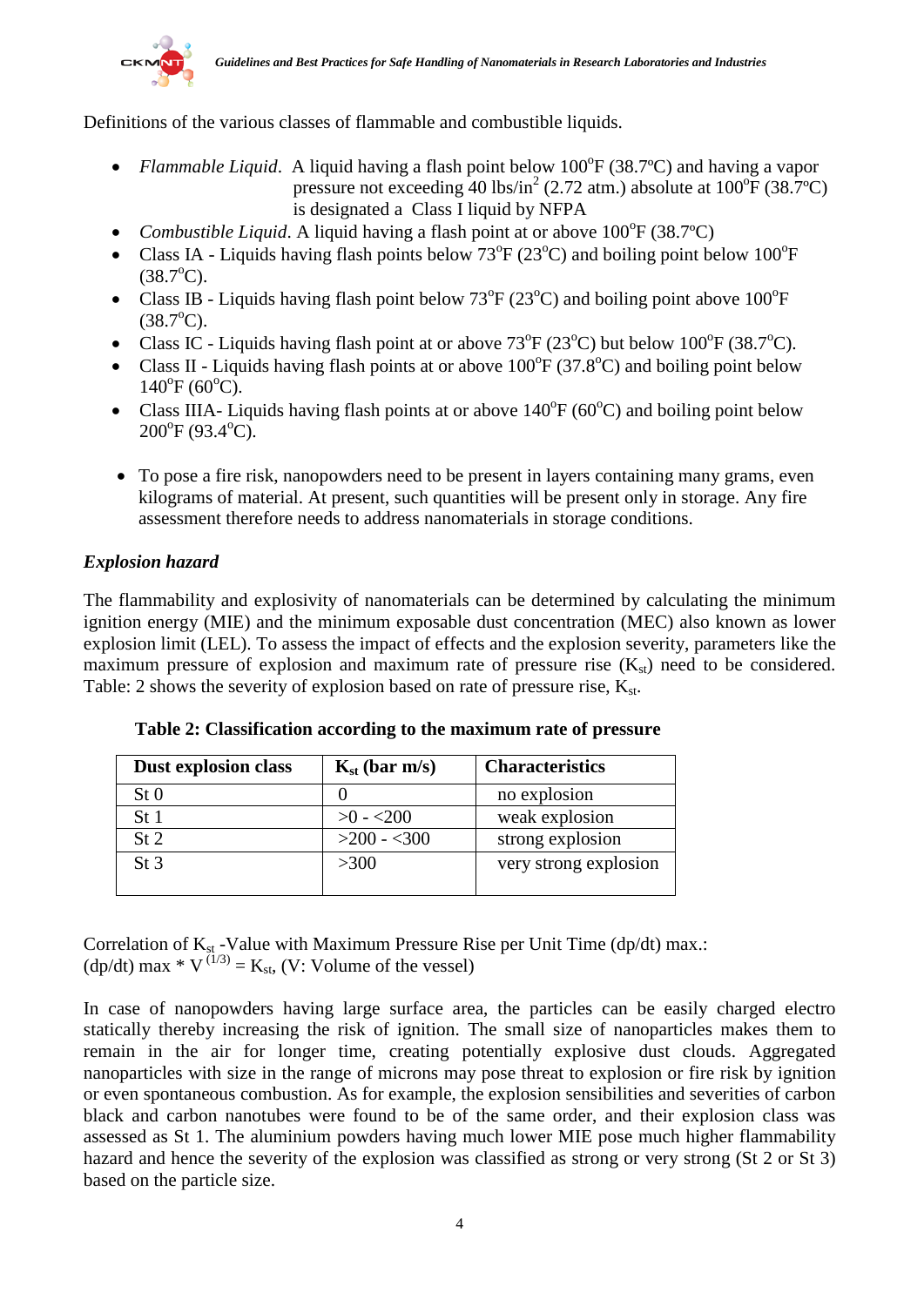Definitions of the various classes of flammable and combustible liquids.

- *Flammable Liquid*. A liquid having a flash point below 100$^{o}$F (38.7ºC) and having a vapor pressure not exceeding 40 lbs/in$^2$ (2.72 atm.) absolute at 100$^{o}$F (38.7ºC) is designated a Class I liquid by NFPA
- *Combustible Liquid*. A liquid having a flash point at or above 100$^{o}$F (38.7ºC)
- Class IA - Liquids having flash points below 73$^{o}$F (23$^{o}$C) and boiling point below 100$^{o}$F (38.7$^{o}$C).
- Class IB - Liquids having flash point below 73$^{o}$F (23$^{o}$C) and boiling point above 100$^{o}$F (38.7$^{o}$C).
- Class IC - Liquids having flash point at or above 73$^{o}$F (23$^{o}$C) but below 100$^{o}$F (38.7$^{o}$C).
- Class II - Liquids having flash points at or above 100$^{o}$F (37.8$^{o}$C) and boiling point below 140$^{o}$F (60$^{o}$C).
- Class IIIA- Liquids having flash points at or above 140$^{o}$F (60$^{o}$C) and boiling point below 200$^{o}$F (93.4$^{o}$C).

- To pose a fire risk, nanopowders need to be present in layers containing many grams, even kilograms of material. At present, such quantities will be present only in storage. Any fire assessment therefore needs to address nanomaterials in storage conditions.

### *Explosion hazard*

The flammability and explosivity of nanomaterials can be determined by calculating the minimum ignition energy (MIE) and the minimum exposable dust concentration (MEC) also known as lower explosion limit (LEL). To assess the impact of effects and the explosion severity, parameters like the maximum pressure of explosion and maximum rate of pressure rise ($K_{st}$) need to be considered. Table: 2 shows the severity of explosion based on rate of pressure rise, $K_{st}$.

**Table 2: Classification according to the maximum rate of pressure**

| Dust explosion class | $K_{st}$ (bar m/s) | Characteristics |
|---|---|---|
| St 0 | 0 | no explosion |
| St 1 | >0 - <200 | weak explosion |
| St 2 | >200 - <300 | strong explosion |
| St 3 | >300 | very strong explosion |

Correlation of $K_{st}$ -Value with Maximum Pressure Rise per Unit Time (dp/dt) max.:
$(dp/dt)_{max} * V^{(1/3)} = K_{st}$, (V: Volume of the vessel)

In case of nanopowders having large surface area, the particles can be easily charged electro statically thereby increasing the risk of ignition. The small size of nanoparticles makes them to remain in the air for longer time, creating potentially explosive dust clouds. Aggregated nanoparticles with size in the range of microns may pose threat to explosion or fire risk by ignition or even spontaneous combustion. As for example, the explosion sensibilities and severities of carbon black and carbon nanotubes were found to be of the same order, and their explosion class was assessed as St 1. The aluminium powders having much lower MIE pose much higher flammability hazard and hence the severity of the explosion was classified as strong or very strong (St 2 or St 3) based on the particle size.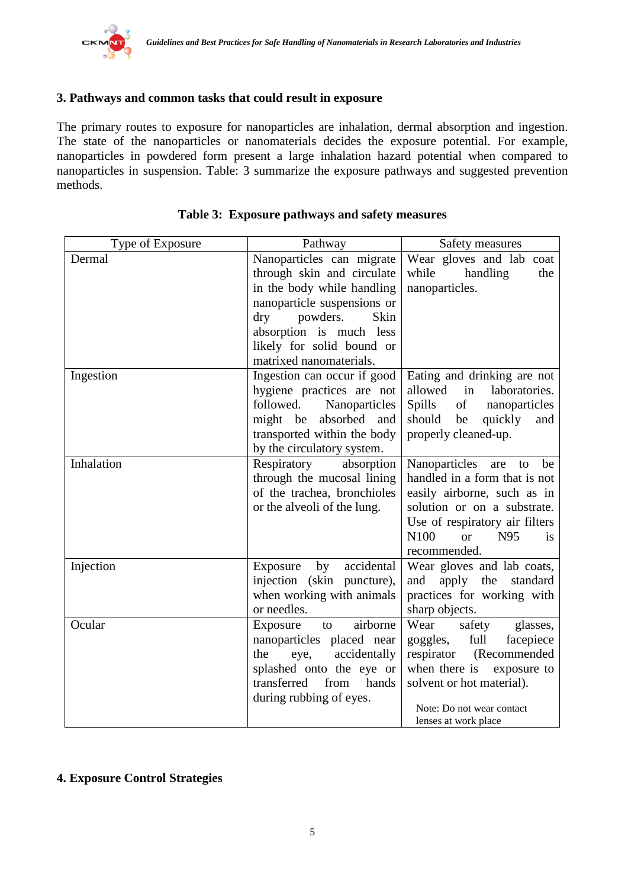## 3. Pathways and common tasks that could result in exposure

The primary routes to exposure for nanoparticles are inhalation, dermal absorption and ingestion. The state of the nanoparticles or nanomaterials decides the exposure potential. For example, nanoparticles in powdered form present a large inhalation hazard potential when compared to nanoparticles in suspension. Table: 3 summarize the exposure pathways and suggested prevention methods.

**Table 3: Exposure pathways and safety measures**

| Type of Exposure | Pathway | Safety measures |
|---|---|---|
| Dermal | Nanoparticles can migrate through skin and circulate in the body while handling nanoparticle suspensions or dry powders. Skin absorption is much less likely for solid bound or matrixed nanomaterials. | Wear gloves and lab coat while handling the nanoparticles. |
| Ingestion | Ingestion can occur if good hygiene practices are not followed. Nanoparticles might be absorbed and transported within the body by the circulatory system. | Eating and drinking are not allowed in laboratories. Spills of nanoparticles should be quickly and properly cleaned-up. |
| Inhalation | Respiratory absorption through the mucosal lining of the trachea, bronchioles or the alveoli of the lung. | Nanoparticles are to be handled in a form that is not easily airborne, such as in solution or on a substrate. Use of respiratory air filters N100 or N95 is recommended. |
| Injection | Exposure by accidental injection (skin puncture), when working with animals or needles. | Wear gloves and lab coats, and apply the standard practices for working with sharp objects. |
| Ocular | Exposure to airborne nanoparticles placed near the eye, accidentally splashed onto the eye or transferred from hands during rubbing of eyes. | Wear safety glasses, goggles, full facepiece respirator (Recommended when there is exposure to solvent or hot material). Note: Do not wear contact lenses at work place |

## 4. Exposure Control Strategies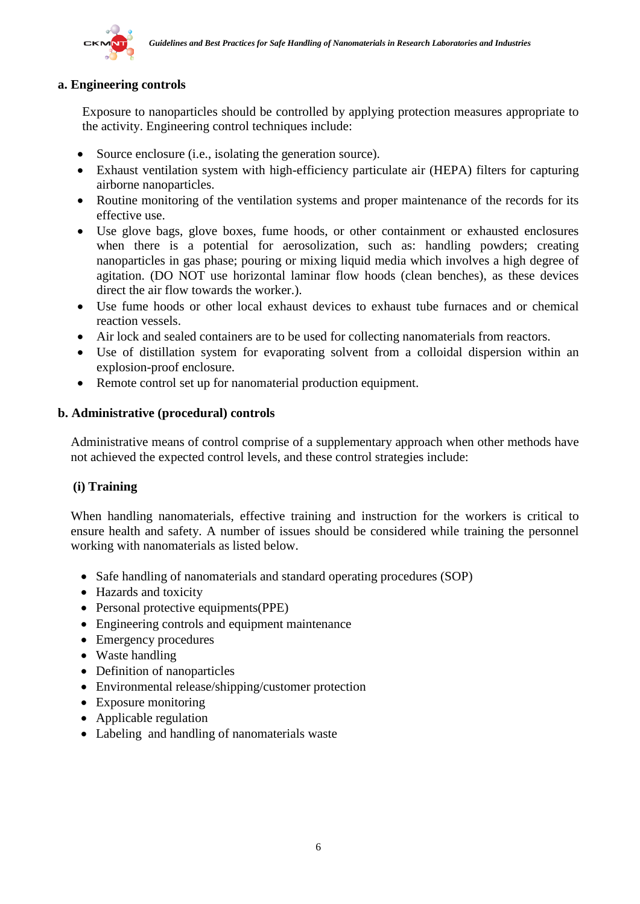**a. Engineering controls**

Exposure to nanoparticles should be controlled by applying protection measures appropriate to the activity. Engineering control techniques include:

- Source enclosure (i.e., isolating the generation source).
- Exhaust ventilation system with high-efficiency particulate air (HEPA) filters for capturing airborne nanoparticles.
- Routine monitoring of the ventilation systems and proper maintenance of the records for its effective use.
- Use glove bags, glove boxes, fume hoods, or other containment or exhausted enclosures when there is a potential for aerosolization, such as: handling powders; creating nanoparticles in gas phase; pouring or mixing liquid media which involves a high degree of agitation. (DO NOT use horizontal laminar flow hoods (clean benches), as these devices direct the air flow towards the worker.).
- Use fume hoods or other local exhaust devices to exhaust tube furnaces and or chemical reaction vessels.
- Air lock and sealed containers are to be used for collecting nanomaterials from reactors.
- Use of distillation system for evaporating solvent from a colloidal dispersion within an explosion-proof enclosure.
- Remote control set up for nanomaterial production equipment.

**b. Administrative (procedural) controls**

Administrative means of control comprise of a supplementary approach when other methods have not achieved the expected control levels, and these control strategies include:

**(i) Training**

When handling nanomaterials, effective training and instruction for the workers is critical to ensure health and safety. A number of issues should be considered while training the personnel working with nanomaterials as listed below.

- Safe handling of nanomaterials and standard operating procedures (SOP)
- Hazards and toxicity
- Personal protective equipments(PPE)
- Engineering controls and equipment maintenance
- Emergency procedures
- Waste handling
- Definition of nanoparticles
- Environmental release/shipping/customer protection
- Exposure monitoring
- Applicable regulation
- Labeling and handling of nanomaterials waste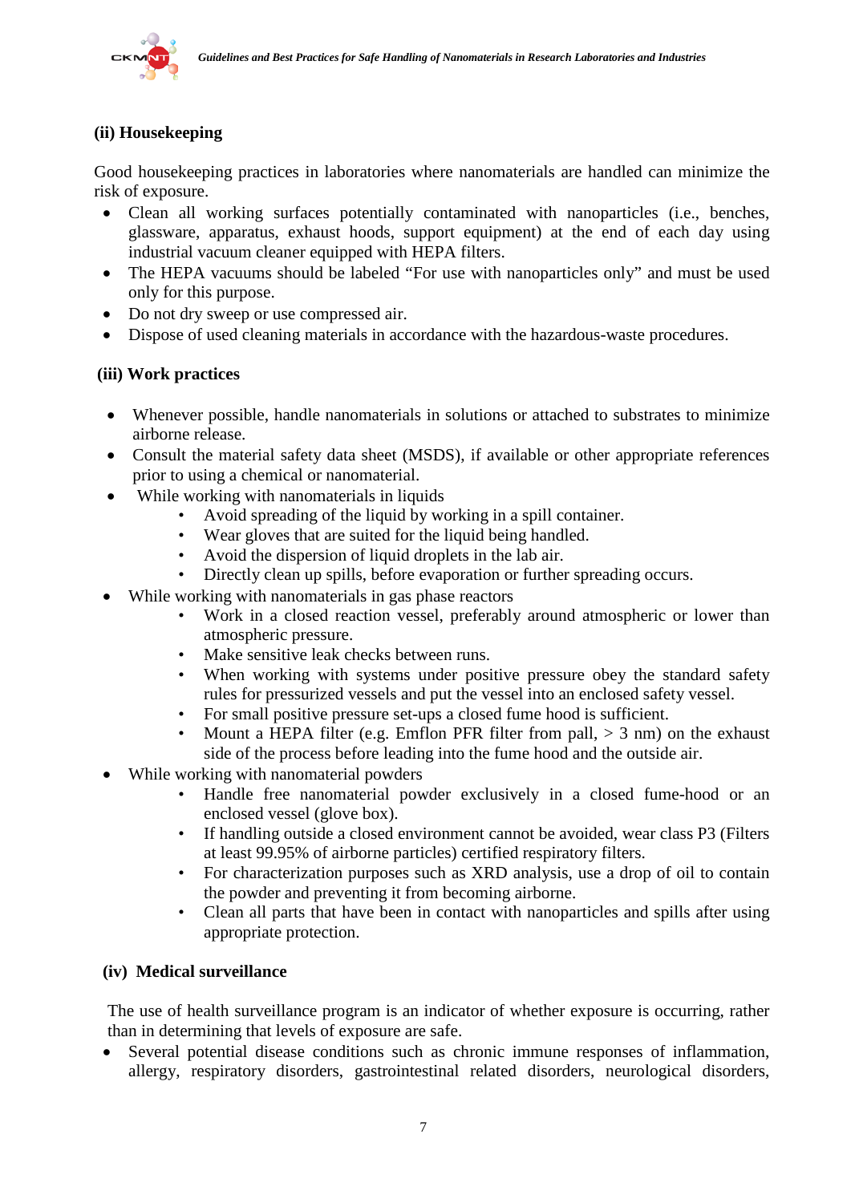### (ii) Housekeeping

Good housekeeping practices in laboratories where nanomaterials are handled can minimize the risk of exposure.

- Clean all working surfaces potentially contaminated with nanoparticles (i.e., benches, glassware, apparatus, exhaust hoods, support equipment) at the end of each day using industrial vacuum cleaner equipped with HEPA filters.
- The HEPA vacuums should be labeled "For use with nanoparticles only" and must be used only for this purpose.
- Do not dry sweep or use compressed air.
- Dispose of used cleaning materials in accordance with the hazardous-waste procedures.

### (iii) Work practices

- Whenever possible, handle nanomaterials in solutions or attached to substrates to minimize airborne release.
- Consult the material safety data sheet (MSDS), if available or other appropriate references prior to using a chemical or nanomaterial.
- While working with nanomaterials in liquids
  - Avoid spreading of the liquid by working in a spill container.
  - Wear gloves that are suited for the liquid being handled.
  - Avoid the dispersion of liquid droplets in the lab air.
  - Directly clean up spills, before evaporation or further spreading occurs.
- While working with nanomaterials in gas phase reactors
  - Work in a closed reaction vessel, preferably around atmospheric or lower than atmospheric pressure.
  - Make sensitive leak checks between runs.
  - When working with systems under positive pressure obey the standard safety rules for pressurized vessels and put the vessel into an enclosed safety vessel.
  - For small positive pressure set-ups a closed fume hood is sufficient.
  - Mount a HEPA filter (e.g. Emflon PFR filter from pall, > 3 nm) on the exhaust side of the process before leading into the fume hood and the outside air.
- While working with nanomaterial powders
  - Handle free nanomaterial powder exclusively in a closed fume-hood or an enclosed vessel (glove box).
  - If handling outside a closed environment cannot be avoided, wear class P3 (Filters at least 99.95% of airborne particles) certified respiratory filters.
  - For characterization purposes such as XRD analysis, use a drop of oil to contain the powder and preventing it from becoming airborne.
  - Clean all parts that have been in contact with nanoparticles and spills after using appropriate protection.

### (iv) Medical surveillance

The use of health surveillance program is an indicator of whether exposure is occurring, rather than in determining that levels of exposure are safe.

- Several potential disease conditions such as chronic immune responses of inflammation, allergy, respiratory disorders, gastrointestinal related disorders, neurological disorders,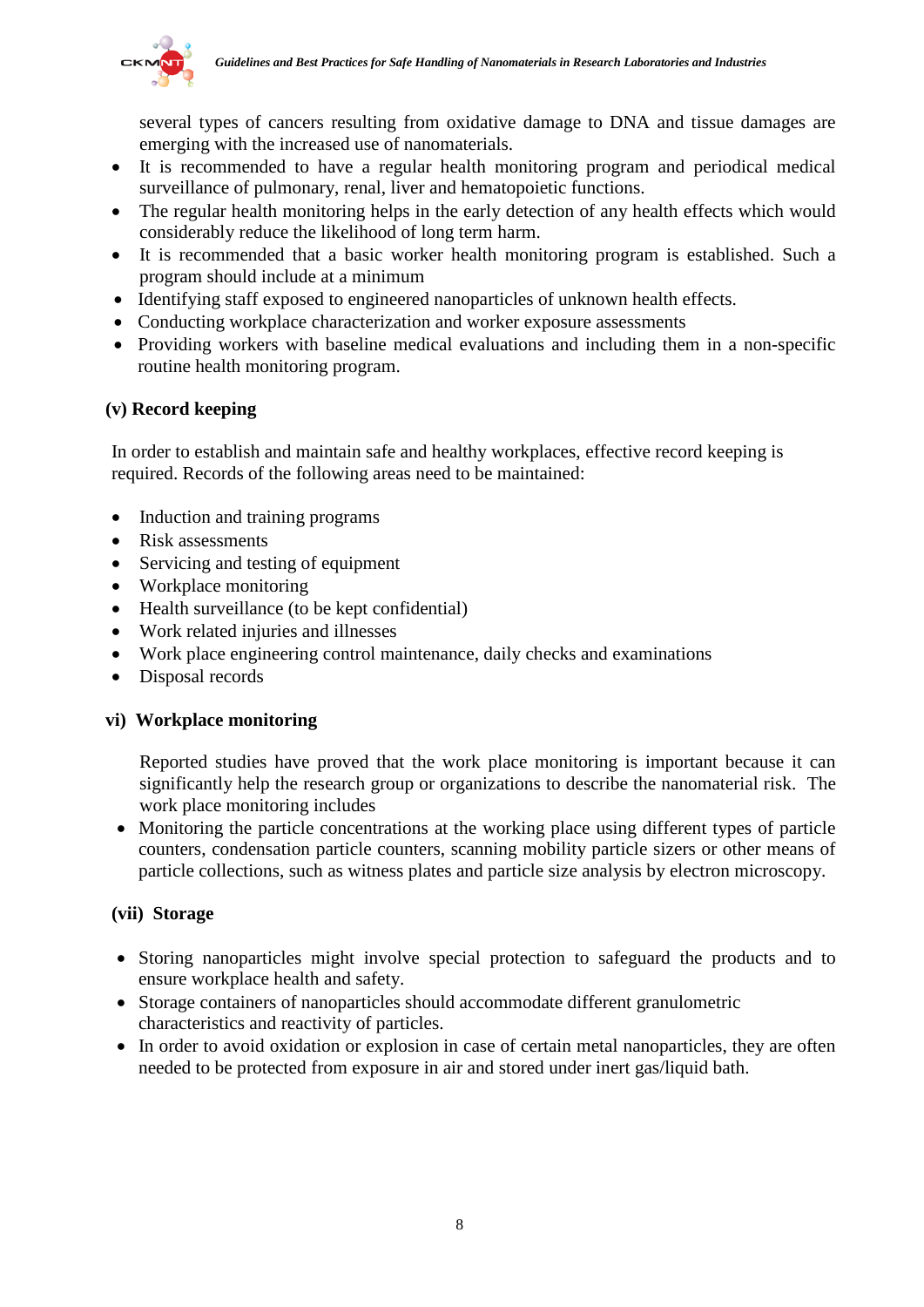several types of cancers resulting from oxidative damage to DNA and tissue damages are emerging with the increased use of nanomaterials.

- It is recommended to have a regular health monitoring program and periodical medical surveillance of pulmonary, renal, liver and hematopoietic functions.
- The regular health monitoring helps in the early detection of any health effects which would considerably reduce the likelihood of long term harm.
- It is recommended that a basic worker health monitoring program is established. Such a program should include at a minimum
- Identifying staff exposed to engineered nanoparticles of unknown health effects.
- Conducting workplace characterization and worker exposure assessments
- Providing workers with baseline medical evaluations and including them in a non-specific routine health monitoring program.

### (v) Record keeping

In order to establish and maintain safe and healthy workplaces, effective record keeping is required. Records of the following areas need to be maintained:

- Induction and training programs
- Risk assessments
- Servicing and testing of equipment
- Workplace monitoring
- Health surveillance (to be kept confidential)
- Work related injuries and illnesses
- Work place engineering control maintenance, daily checks and examinations
- Disposal records

### vi) Workplace monitoring

Reported studies have proved that the work place monitoring is important because it can significantly help the research group or organizations to describe the nanomaterial risk. The work place monitoring includes

- Monitoring the particle concentrations at the working place using different types of particle counters, condensation particle counters, scanning mobility particle sizers or other means of particle collections, such as witness plates and particle size analysis by electron microscopy.

### (vii) Storage

- Storing nanoparticles might involve special protection to safeguard the products and to ensure workplace health and safety.
- Storage containers of nanoparticles should accommodate different granulometric characteristics and reactivity of particles.
- In order to avoid oxidation or explosion in case of certain metal nanoparticles, they are often needed to be protected from exposure in air and stored under inert gas/liquid bath.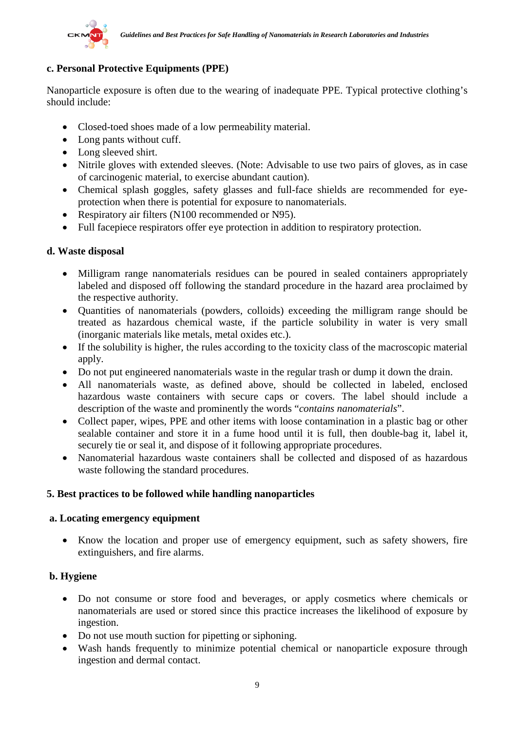**c. Personal Protective Equipments (PPE)**

Nanoparticle exposure is often due to the wearing of inadequate PPE. Typical protective clothing's should include:

- Closed-toed shoes made of a low permeability material.
- Long pants without cuff.
- Long sleeved shirt.
- Nitrile gloves with extended sleeves. (Note: Advisable to use two pairs of gloves, as in case of carcinogenic material, to exercise abundant caution).
- Chemical splash goggles, safety glasses and full-face shields are recommended for eye-protection when there is potential for exposure to nanomaterials.
- Respiratory air filters (N100 recommended or N95).
- Full facepiece respirators offer eye protection in addition to respiratory protection.

**d. Waste disposal**

- Milligram range nanomaterials residues can be poured in sealed containers appropriately labeled and disposed off following the standard procedure in the hazard area proclaimed by the respective authority.
- Quantities of nanomaterials (powders, colloids) exceeding the milligram range should be treated as hazardous chemical waste, if the particle solubility in water is very small (inorganic materials like metals, metal oxides etc.).
- If the solubility is higher, the rules according to the toxicity class of the macroscopic material apply.
- Do not put engineered nanomaterials waste in the regular trash or dump it down the drain.
- All nanomaterials waste, as defined above, should be collected in labeled, enclosed hazardous waste containers with secure caps or covers. The label should include a description of the waste and prominently the words "*contains nanomaterials*".
- Collect paper, wipes, PPE and other items with loose contamination in a plastic bag or other sealable container and store it in a fume hood until it is full, then double-bag it, label it, securely tie or seal it, and dispose of it following appropriate procedures.
- Nanomaterial hazardous waste containers shall be collected and disposed of as hazardous waste following the standard procedures.

**5. Best practices to be followed while handling nanoparticles**

**a. Locating emergency equipment**

- Know the location and proper use of emergency equipment, such as safety showers, fire extinguishers, and fire alarms.

**b. Hygiene**

- Do not consume or store food and beverages, or apply cosmetics where chemicals or nanomaterials are used or stored since this practice increases the likelihood of exposure by ingestion.
- Do not use mouth suction for pipetting or siphoning.
- Wash hands frequently to minimize potential chemical or nanoparticle exposure through ingestion and dermal contact.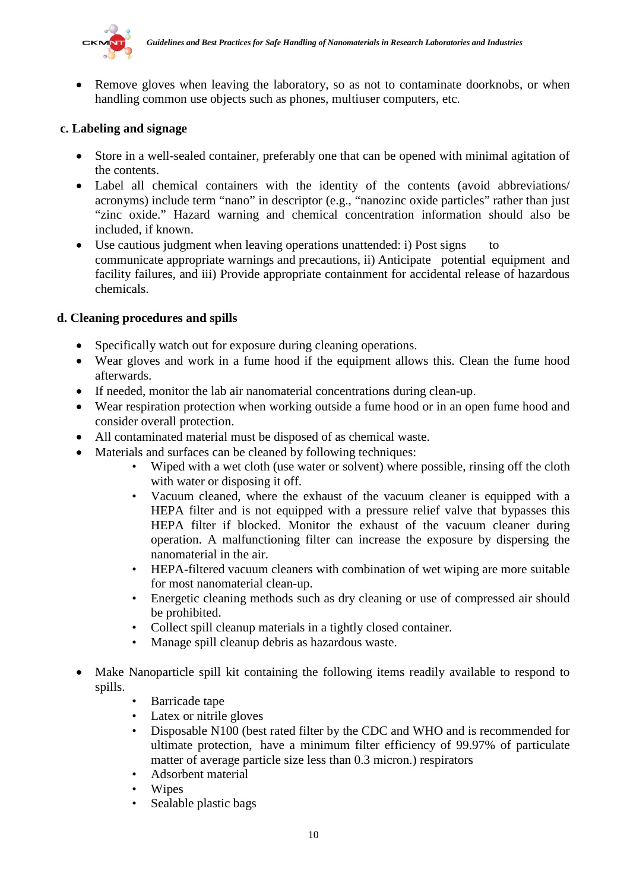- Remove gloves when leaving the laboratory, so as not to contaminate doorknobs, or when handling common use objects such as phones, multiuser computers, etc.

**c. Labeling and signage**

- Store in a well-sealed container, preferably one that can be opened with minimal agitation of the contents.
- Label all chemical containers with the identity of the contents (avoid abbreviations/ acronyms) include term "nano" in descriptor (e.g., "nanozinc oxide particles" rather than just "zinc oxide." Hazard warning and chemical concentration information should also be included, if known.
- Use cautious judgment when leaving operations unattended: i) Post signs to communicate appropriate warnings and precautions, ii) Anticipate potential equipment and facility failures, and iii) Provide appropriate containment for accidental release of hazardous chemicals.

**d. Cleaning procedures and spills**

- Specifically watch out for exposure during cleaning operations.
- Wear gloves and work in a fume hood if the equipment allows this. Clean the fume hood afterwards.
- If needed, monitor the lab air nanomaterial concentrations during clean-up.
- Wear respiration protection when working outside a fume hood or in an open fume hood and consider overall protection.
- All contaminated material must be disposed of as chemical waste.
- Materials and surfaces can be cleaned by following techniques:
  - Wiped with a wet cloth (use water or solvent) where possible, rinsing off the cloth with water or disposing it off.
  - Vacuum cleaned, where the exhaust of the vacuum cleaner is equipped with a HEPA filter and is not equipped with a pressure relief valve that bypasses this HEPA filter if blocked. Monitor the exhaust of the vacuum cleaner during operation. A malfunctioning filter can increase the exposure by dispersing the nanomaterial in the air.
  - HEPA-filtered vacuum cleaners with combination of wet wiping are more suitable for most nanomaterial clean-up.
  - Energetic cleaning methods such as dry cleaning or use of compressed air should be prohibited.
  - Collect spill cleanup materials in a tightly closed container.
  - Manage spill cleanup debris as hazardous waste.

- Make Nanoparticle spill kit containing the following items readily available to respond to spills.
  - Barricade tape
  - Latex or nitrile gloves
  - Disposable N100 (best rated filter by the CDC and WHO and is recommended for ultimate protection, have a minimum filter efficiency of 99.97% of particulate matter of average particle size less than 0.3 micron.) respirators
  - Adsorbent material
  - Wipes
  - Sealable plastic bags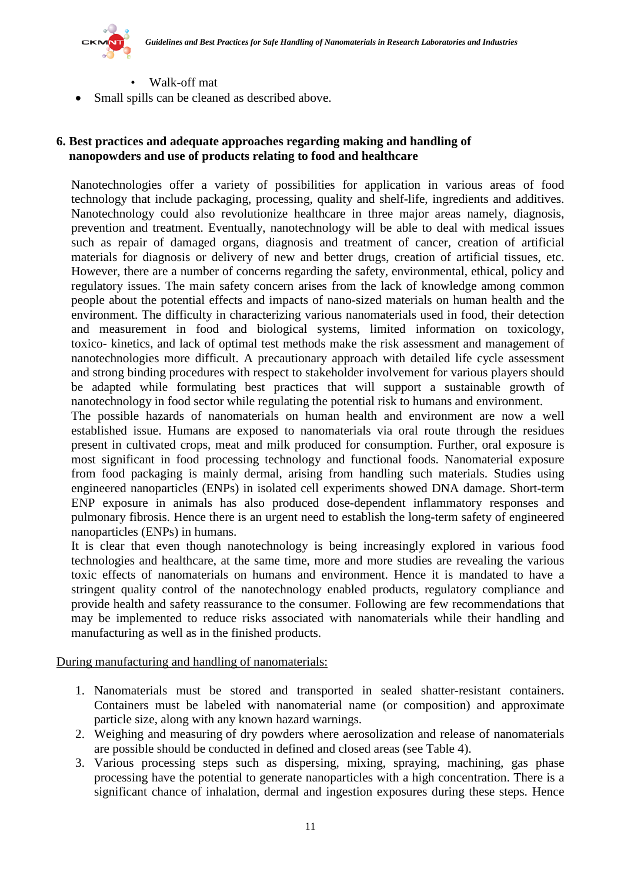- Walk-off mat
- Small spills can be cleaned as described above.

## 6. Best practices and adequate approaches regarding making and handling of nanopowders and use of products relating to food and healthcare

Nanotechnologies offer a variety of possibilities for application in various areas of food technology that include packaging, processing, quality and shelf-life, ingredients and additives. Nanotechnology could also revolutionize healthcare in three major areas namely, diagnosis, prevention and treatment. Eventually, nanotechnology will be able to deal with medical issues such as repair of damaged organs, diagnosis and treatment of cancer, creation of artificial materials for diagnosis or delivery of new and better drugs, creation of artificial tissues, etc. However, there are a number of concerns regarding the safety, environmental, ethical, policy and regulatory issues. The main safety concern arises from the lack of knowledge among common people about the potential effects and impacts of nano-sized materials on human health and the environment. The difficulty in characterizing various nanomaterials used in food, their detection and measurement in food and biological systems, limited information on toxicology, toxico- kinetics, and lack of optimal test methods make the risk assessment and management of nanotechnologies more difficult. A precautionary approach with detailed life cycle assessment and strong binding procedures with respect to stakeholder involvement for various players should be adapted while formulating best practices that will support a sustainable growth of nanotechnology in food sector while regulating the potential risk to humans and environment.

The possible hazards of nanomaterials on human health and environment are now a well established issue. Humans are exposed to nanomaterials via oral route through the residues present in cultivated crops, meat and milk produced for consumption. Further, oral exposure is most significant in food processing technology and functional foods. Nanomaterial exposure from food packaging is mainly dermal, arising from handling such materials. Studies using engineered nanoparticles (ENPs) in isolated cell experiments showed DNA damage. Short-term ENP exposure in animals has also produced dose-dependent inflammatory responses and pulmonary fibrosis. Hence there is an urgent need to establish the long-term safety of engineered nanoparticles (ENPs) in humans.

It is clear that even though nanotechnology is being increasingly explored in various food technologies and healthcare, at the same time, more and more studies are revealing the various toxic effects of nanomaterials on humans and environment. Hence it is mandated to have a stringent quality control of the nanotechnology enabled products, regulatory compliance and provide health and safety reassurance to the consumer. Following are few recommendations that may be implemented to reduce risks associated with nanomaterials while their handling and manufacturing as well as in the finished products.

<u>During manufacturing and handling of nanomaterials:</u>

1. Nanomaterials must be stored and transported in sealed shatter-resistant containers. Containers must be labeled with nanomaterial name (or composition) and approximate particle size, along with any known hazard warnings.
2. Weighing and measuring of dry powders where aerosolization and release of nanomaterials are possible should be conducted in defined and closed areas (see Table 4).
3. Various processing steps such as dispersing, mixing, spraying, machining, gas phase processing have the potential to generate nanoparticles with a high concentration. There is a significant chance of inhalation, dermal and ingestion exposures during these steps. Hence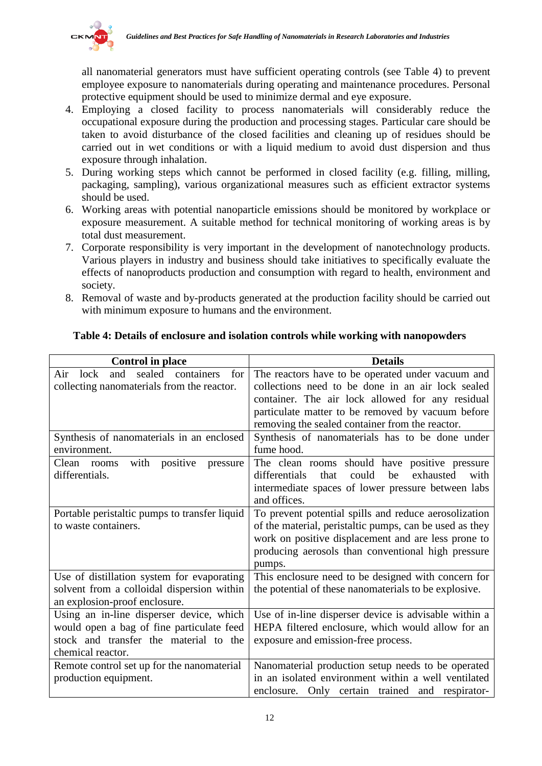all nanomaterial generators must have sufficient operating controls (see Table 4) to prevent employee exposure to nanomaterials during operating and maintenance procedures. Personal protective equipment should be used to minimize dermal and eye exposure.

4. Employing a closed facility to process nanomaterials will considerably reduce the occupational exposure during the production and processing stages. Particular care should be taken to avoid disturbance of the closed facilities and cleaning up of residues should be carried out in wet conditions or with a liquid medium to avoid dust dispersion and thus exposure through inhalation.
5. During working steps which cannot be performed in closed facility (e.g. filling, milling, packaging, sampling), various organizational measures such as efficient extractor systems should be used.
6. Working areas with potential nanoparticle emissions should be monitored by workplace or exposure measurement. A suitable method for technical monitoring of working areas is by total dust measurement.
7. Corporate responsibility is very important in the development of nanotechnology products. Various players in industry and business should take initiatives to specifically evaluate the effects of nanoproducts production and consumption with regard to health, environment and society.
8. Removal of waste and by-products generated at the production facility should be carried out with minimum exposure to humans and the environment.

**Table 4: Details of enclosure and isolation controls while working with nanopowders**

| Control in place | Details |
|---|---|
| Air lock and sealed containers for collecting nanomaterials from the reactor. | The reactors have to be operated under vacuum and collections need to be done in an air lock sealed container. The air lock allowed for any residual particulate matter to be removed by vacuum before removing the sealed container from the reactor. |
| Synthesis of nanomaterials in an enclosed environment. | Synthesis of nanomaterials has to be done under fume hood. |
| Clean rooms with positive pressure differentials. | The clean rooms should have positive pressure differentials that could be exhausted with intermediate spaces of lower pressure between labs and offices. |
| Portable peristaltic pumps to transfer liquid to waste containers. | To prevent potential spills and reduce aerosolization of the material, peristaltic pumps, can be used as they work on positive displacement and are less prone to producing aerosols than conventional high pressure pumps. |
| Use of distillation system for evaporating solvent from a colloidal dispersion within an explosion-proof enclosure. | This enclosure need to be designed with concern for the potential of these nanomaterials to be explosive. |
| Using an in-line disperser device, which would open a bag of fine particulate feed stock and transfer the material to the chemical reactor. | Use of in-line disperser device is advisable within a HEPA filtered enclosure, which would allow for an exposure and emission-free process. |
| Remote control set up for the nanomaterial production equipment. | Nanomaterial production setup needs to be operated in an isolated environment within a well ventilated enclosure. Only certain trained and respirator- |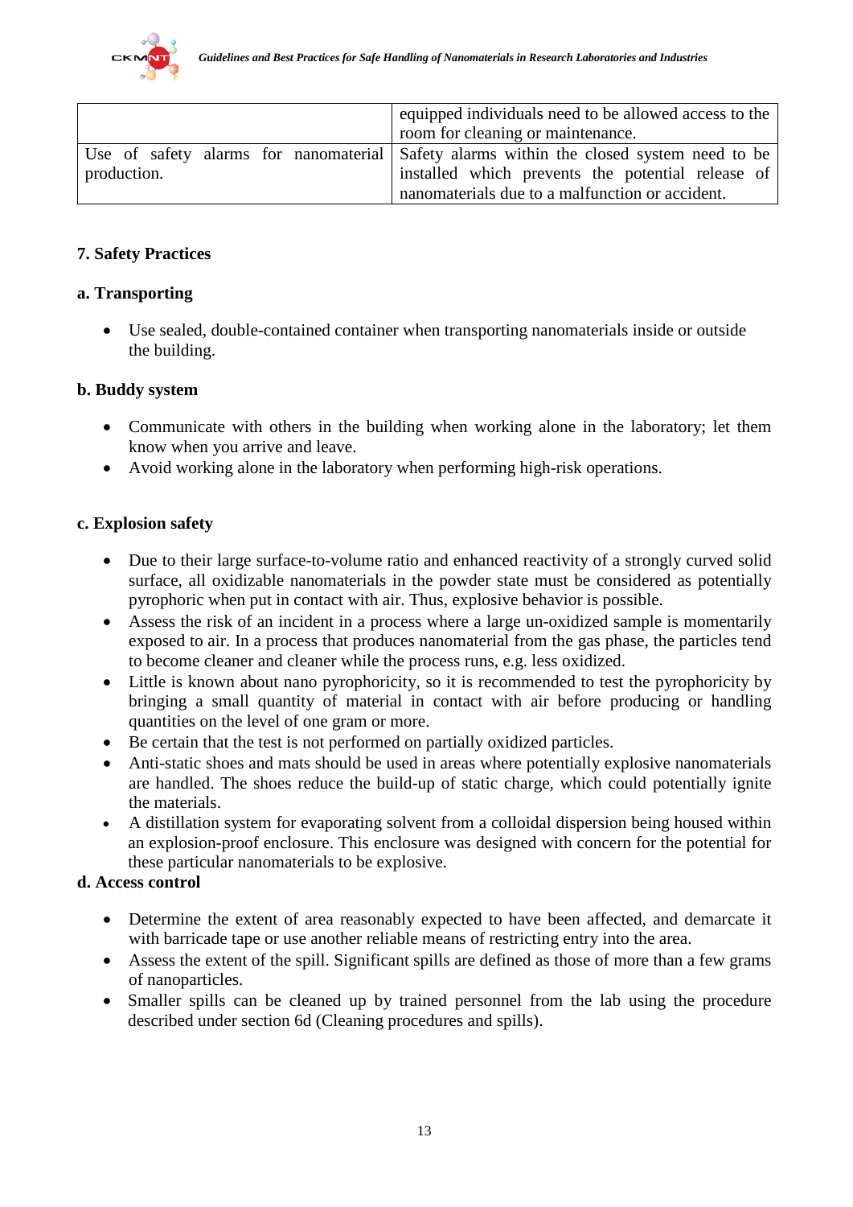| | |
|---|---|
| | equipped individuals need to be allowed access to the room for cleaning or maintenance. |
| Use of safety alarms for nanomaterial production. | Safety alarms within the closed system need to be installed which prevents the potential release of nanomaterials due to a malfunction or accident. |

## 7. Safety Practices

### a. Transporting

- Use sealed, double-contained container when transporting nanomaterials inside or outside the building.

### b. Buddy system

- Communicate with others in the building when working alone in the laboratory; let them know when you arrive and leave.
- Avoid working alone in the laboratory when performing high-risk operations.

### c. Explosion safety

- Due to their large surface-to-volume ratio and enhanced reactivity of a strongly curved solid surface, all oxidizable nanomaterials in the powder state must be considered as potentially pyrophoric when put in contact with air. Thus, explosive behavior is possible.
- Assess the risk of an incident in a process where a large un-oxidized sample is momentarily exposed to air. In a process that produces nanomaterial from the gas phase, the particles tend to become cleaner and cleaner while the process runs, e.g. less oxidized.
- Little is known about nano pyrophoricity, so it is recommended to test the pyrophoricity by bringing a small quantity of material in contact with air before producing or handling quantities on the level of one gram or more.
- Be certain that the test is not performed on partially oxidized particles.
- Anti-static shoes and mats should be used in areas where potentially explosive nanomaterials are handled. The shoes reduce the build-up of static charge, which could potentially ignite the materials.
- A distillation system for evaporating solvent from a colloidal dispersion being housed within an explosion-proof enclosure. This enclosure was designed with concern for the potential for these particular nanomaterials to be explosive.

### d. Access control

- Determine the extent of area reasonably expected to have been affected, and demarcate it with barricade tape or use another reliable means of restricting entry into the area.
- Assess the extent of the spill. Significant spills are defined as those of more than a few grams of nanoparticles.
- Smaller spills can be cleaned up by trained personnel from the lab using the procedure described under section 6d (Cleaning procedures and spills).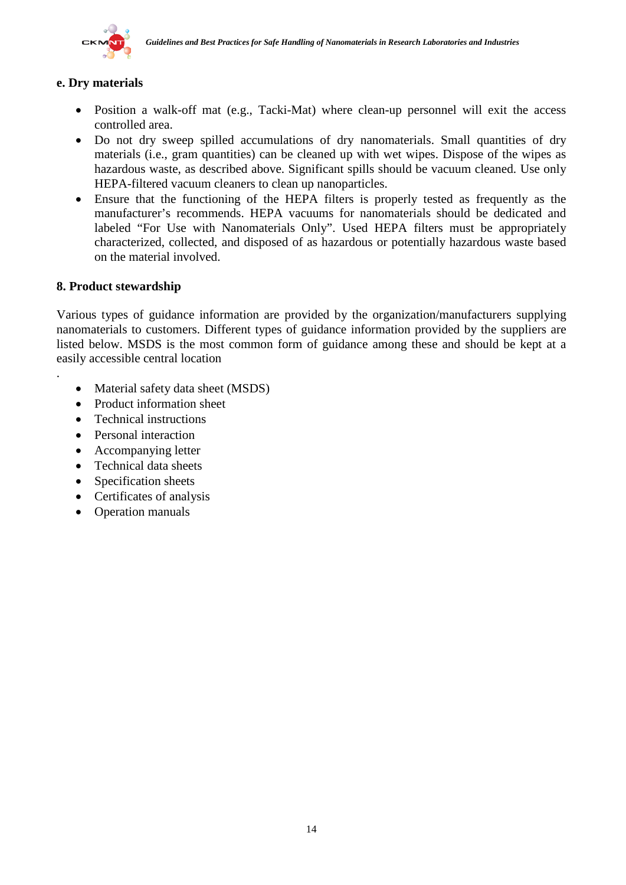#### e. Dry materials

- Position a walk-off mat (e.g., Tacki-Mat) where clean-up personnel will exit the access controlled area.
- Do not dry sweep spilled accumulations of dry nanomaterials. Small quantities of dry materials (i.e., gram quantities) can be cleaned up with wet wipes. Dispose of the wipes as hazardous waste, as described above. Significant spills should be vacuum cleaned. Use only HEPA-filtered vacuum cleaners to clean up nanoparticles.
- Ensure that the functioning of the HEPA filters is properly tested as frequently as the manufacturer's recommends. HEPA vacuums for nanomaterials should be dedicated and labeled "For Use with Nanomaterials Only". Used HEPA filters must be appropriately characterized, collected, and disposed of as hazardous or potentially hazardous waste based on the material involved.

## 8. Product stewardship

Various types of guidance information are provided by the organization/manufacturers supplying nanomaterials to customers. Different types of guidance information provided by the suppliers are listed below. MSDS is the most common form of guidance among these and should be kept at a easily accessible central location

.

- Material safety data sheet (MSDS)
- Product information sheet
- Technical instructions
- Personal interaction
- Accompanying letter
- Technical data sheets
- Specification sheets
- Certificates of analysis
- Operation manuals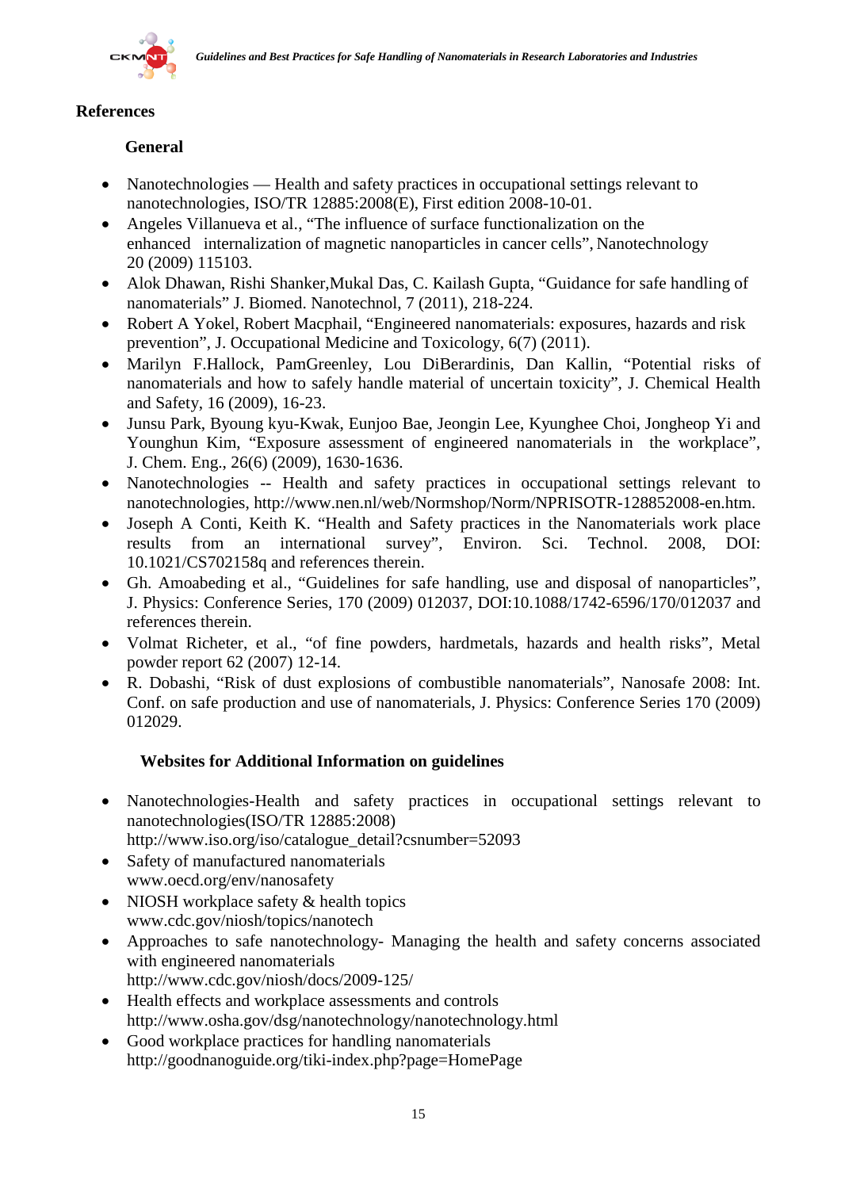## References

### General

- Nanotechnologies — Health and safety practices in occupational settings relevant to nanotechnologies, ISO/TR 12885:2008(E), First edition 2008-10-01.
- Angeles Villanueva et al., "The influence of surface functionalization on the enhanced internalization of magnetic nanoparticles in cancer cells", Nanotechnology 20 (2009) 115103.
- Alok Dhawan, Rishi Shanker,Mukal Das, C. Kailash Gupta, "Guidance for safe handling of nanomaterials" J. Biomed. Nanotechnol, 7 (2011), 218-224.
- Robert A Yokel, Robert Macphail, "Engineered nanomaterials: exposures, hazards and risk prevention", J. Occupational Medicine and Toxicology, 6(7) (2011).
- Marilyn F.Hallock, PamGreenley, Lou DiBerardinis, Dan Kallin, "Potential risks of nanomaterials and how to safely handle material of uncertain toxicity", J. Chemical Health and Safety, 16 (2009), 16-23.
- Junsu Park, Byoung kyu-Kwak, Eunjoo Bae, Jeongin Lee, Kyunghee Choi, Jongheop Yi and Younghun Kim, "Exposure assessment of engineered nanomaterials in the workplace", J. Chem. Eng., 26(6) (2009), 1630-1636.
- Nanotechnologies -- Health and safety practices in occupational settings relevant to nanotechnologies, http://www.nen.nl/web/Normshop/Norm/NPRISOTR-128852008-en.htm.
- Joseph A Conti, Keith K. "Health and Safety practices in the Nanomaterials work place results from an international survey", Environ. Sci. Technol. 2008, DOI: 10.1021/CS702158q and references therein.
- Gh. Amoabeding et al., "Guidelines for safe handling, use and disposal of nanoparticles", J. Physics: Conference Series, 170 (2009) 012037, DOI:10.1088/1742-6596/170/012037 and references therein.
- Volmat Richeter, et al., "of fine powders, hardmetals, hazards and health risks", Metal powder report 62 (2007) 12-14.
- R. Dobashi, "Risk of dust explosions of combustible nanomaterials", Nanosafe 2008: Int. Conf. on safe production and use of nanomaterials, J. Physics: Conference Series 170 (2009) 012029.

### Websites for Additional Information on guidelines

- Nanotechnologies-Health and safety practices in occupational settings relevant to nanotechnologies(ISO/TR 12885:2008)
  http://www.iso.org/iso/catalogue_detail?csnumber=52093
- Safety of manufactured nanomaterials
  www.oecd.org/env/nanosafety
- NIOSH workplace safety & health topics
  www.cdc.gov/niosh/topics/nanotech
- Approaches to safe nanotechnology- Managing the health and safety concerns associated with engineered nanomaterials
  http://www.cdc.gov/niosh/docs/2009-125/
- Health effects and workplace assessments and controls
  http://www.osha.gov/dsg/nanotechnology/nanotechnology.html
- Good workplace practices for handling nanomaterials
  http://goodnanoguide.org/tiki-index.php?page=HomePage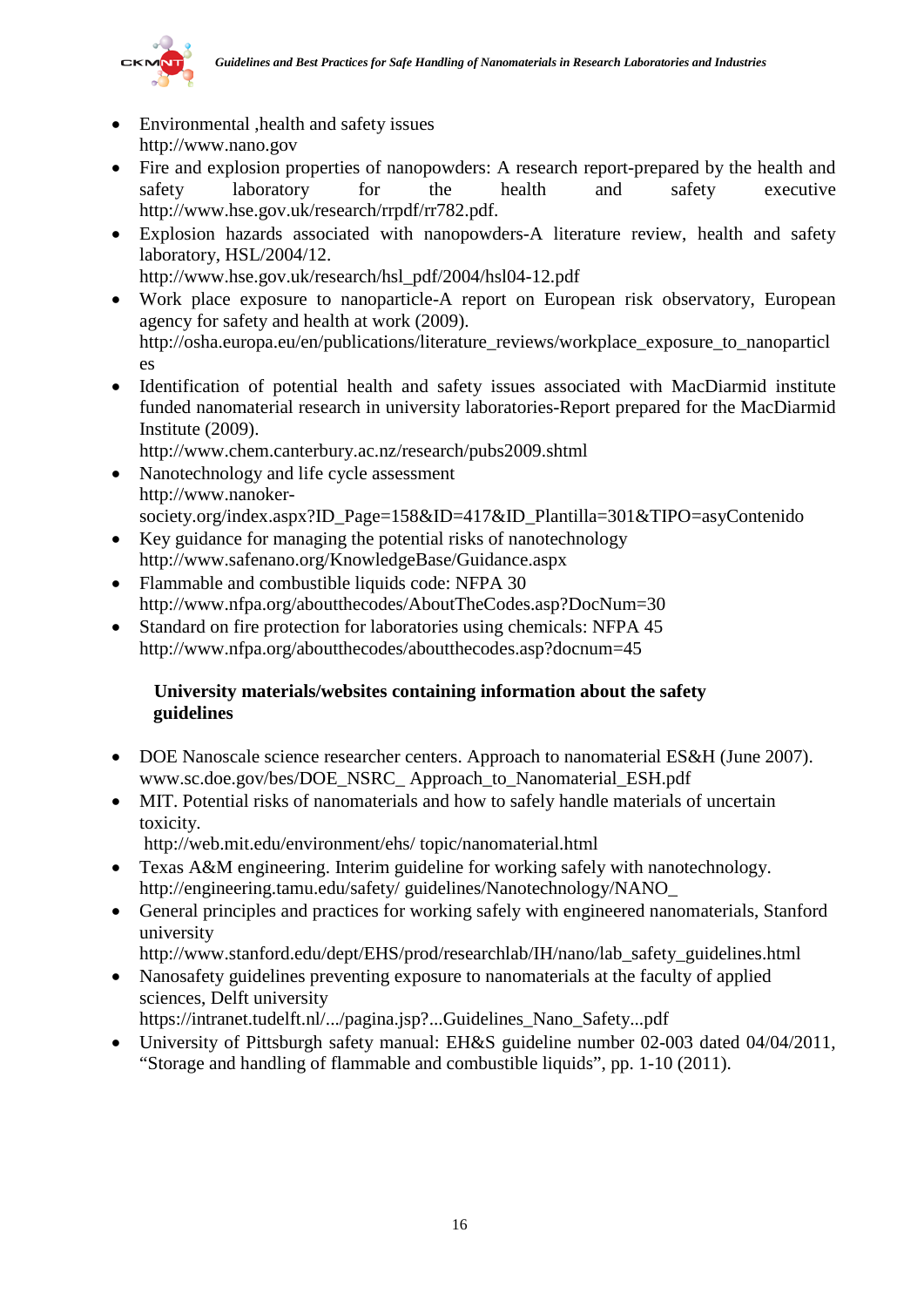- Environmental ,health and safety issues
  http://www.nano.gov
- Fire and explosion properties of nanopowders: A research report-prepared by the health and safety laboratory for the health and safety executive http://www.hse.gov.uk/research/rrpdf/rr782.pdf.
- Explosion hazards associated with nanopowders-A literature review, health and safety laboratory, HSL/2004/12.
  http://www.hse.gov.uk/research/hsl_pdf/2004/hsl04-12.pdf
- Work place exposure to nanoparticle-A report on European risk observatory, European agency for safety and health at work (2009).
  http://osha.europa.eu/en/publications/literature_reviews/workplace_exposure_to_nanoparticles
- Identification of potential health and safety issues associated with MacDiarmid institute funded nanomaterial research in university laboratories-Report prepared for the MacDiarmid Institute (2009).
  http://www.chem.canterbury.ac.nz/research/pubs2009.shtml
- Nanotechnology and life cycle assessment
  http://www.nanoker-society.org/index.aspx?ID_Page=158&ID=417&ID_Plantilla=301&TIPO=asyContenido
- Key guidance for managing the potential risks of nanotechnology
  http://www.safenano.org/KnowledgeBase/Guidance.aspx
- Flammable and combustible liquids code: NFPA 30
  http://www.nfpa.org/aboutthecodes/AboutTheCodes.asp?DocNum=30
- Standard on fire protection for laboratories using chemicals: NFPA 45
  http://www.nfpa.org/aboutthecodes/aboutthecodes.asp?docnum=45

**University materials/websites containing information about the safety guidelines**

- DOE Nanoscale science researcher centers. Approach to nanomaterial ES&H (June 2007).
  www.sc.doe.gov/bes/DOE_NSRC_ Approach_to_Nanomaterial_ESH.pdf
- MIT. Potential risks of nanomaterials and how to safely handle materials of uncertain toxicity.
  http://web.mit.edu/environment/ehs/ topic/nanomaterial.html
- Texas A&M engineering. Interim guideline for working safely with nanotechnology.
  http://engineering.tamu.edu/safety/ guidelines/Nanotechnology/NANO_
- General principles and practices for working safely with engineered nanomaterials, Stanford university
  http://www.stanford.edu/dept/EHS/prod/researchlab/IH/nano/lab_safety_guidelines.html
- Nanosafety guidelines preventing exposure to nanomaterials at the faculty of applied sciences, Delft university
  https://intranet.tudelft.nl/.../pagina.jsp?...Guidelines_Nano_Safety...pdf
- University of Pittsburgh safety manual: EH&S guideline number 02-003 dated 04/04/2011, "Storage and handling of flammable and combustible liquids", pp. 1-10 (2011).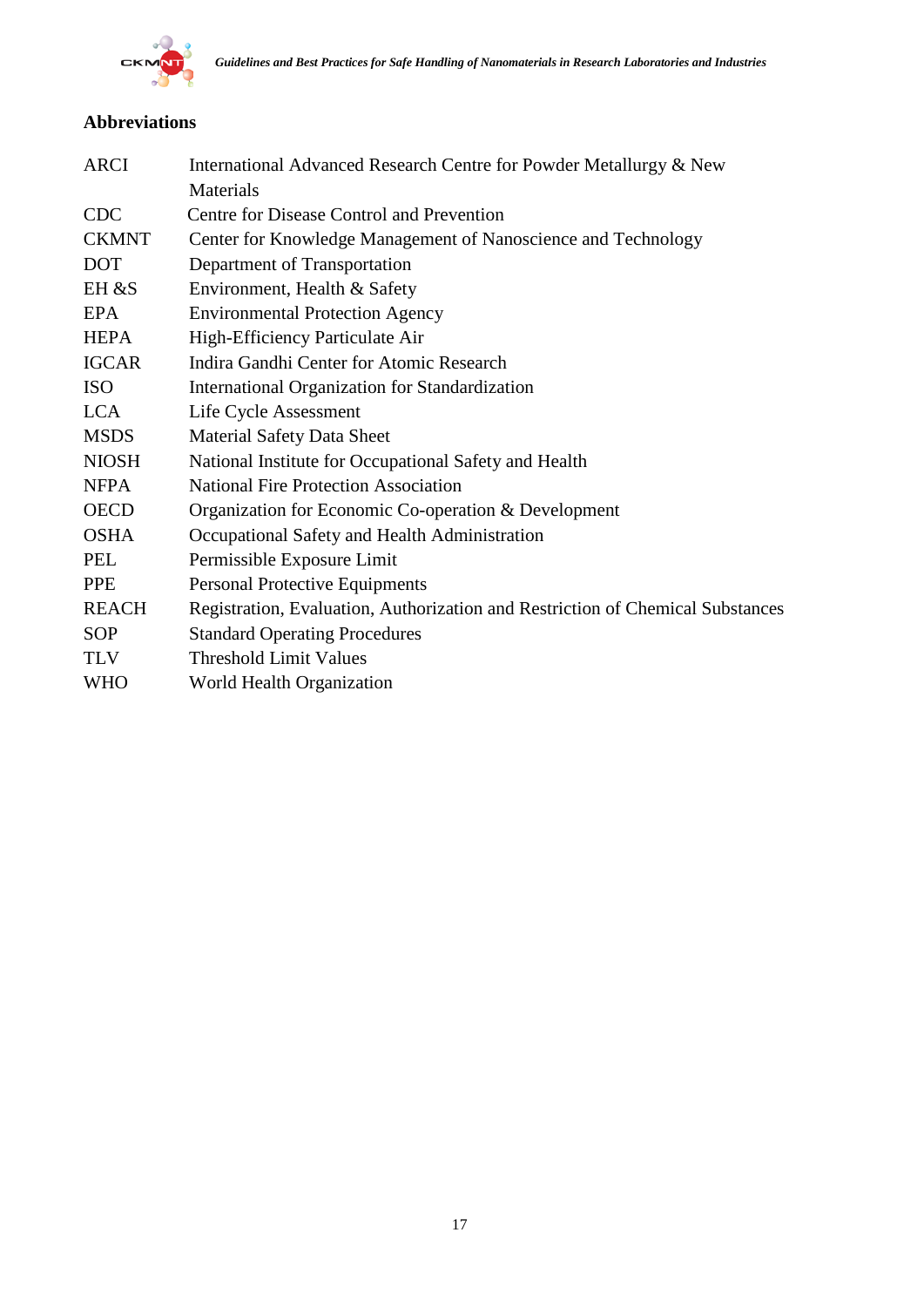## Abbreviations

| | |
|---|---|
| ARCI | International Advanced Research Centre for Powder Metallurgy & New Materials |
| CDC | Centre for Disease Control and Prevention |
| CKMNT | Center for Knowledge Management of Nanoscience and Technology |
| DOT | Department of Transportation |
| EH &S | Environment, Health & Safety |
| EPA | Environmental Protection Agency |
| HEPA | High-Efficiency Particulate Air |
| IGCAR | Indira Gandhi Center for Atomic Research |
| ISO | International Organization for Standardization |
| LCA | Life Cycle Assessment |
| MSDS | Material Safety Data Sheet |
| NIOSH | National Institute for Occupational Safety and Health |
| NFPA | National Fire Protection Association |
| OECD | Organization for Economic Co-operation & Development |
| OSHA | Occupational Safety and Health Administration |
| PEL | Permissible Exposure Limit |
| PPE | Personal Protective Equipments |
| REACH | Registration, Evaluation, Authorization and Restriction of Chemical Substances |
| SOP | Standard Operating Procedures |
| TLV | Threshold Limit Values |
| WHO | World Health Organization |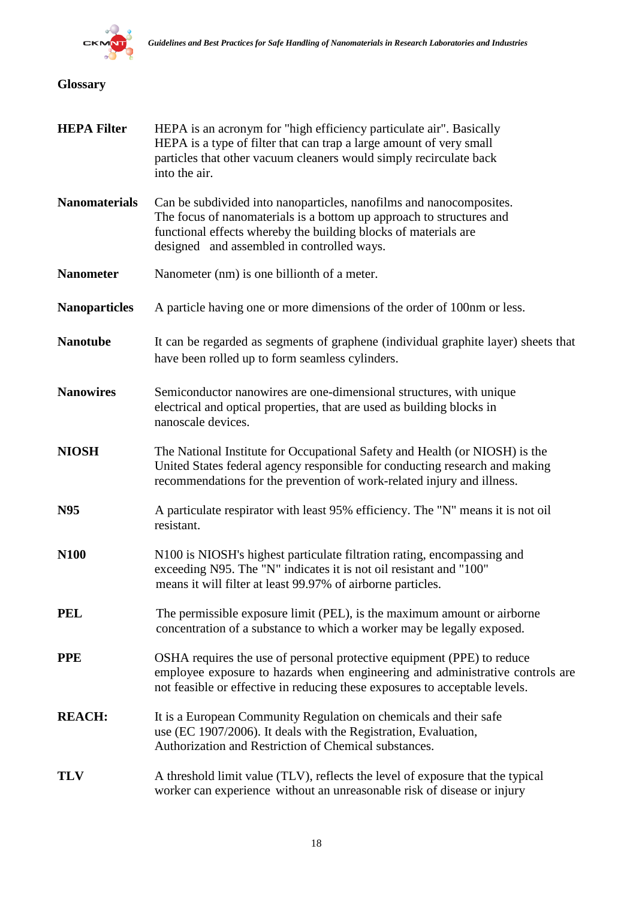## Glossary

**HEPA Filter** — HEPA is an acronym for "high efficiency particulate air". Basically HEPA is a type of filter that can trap a large amount of very small particles that other vacuum cleaners would simply recirculate back into the air.

**Nanomaterials** — Can be subdivided into nanoparticles, nanofilms and nanocomposites. The focus of nanomaterials is a bottom up approach to structures and functional effects whereby the building blocks of materials are designed and assembled in controlled ways.

**Nanometer** — Nanometer (nm) is one billionth of a meter.

**Nanoparticles** — A particle having one or more dimensions of the order of 100nm or less.

**Nanotube** — It can be regarded as segments of graphene (individual graphite layer) sheets that have been rolled up to form seamless cylinders.

**Nanowires** — Semiconductor nanowires are one-dimensional structures, with unique electrical and optical properties, that are used as building blocks in nanoscale devices.

**NIOSH** — The National Institute for Occupational Safety and Health (or NIOSH) is the United States federal agency responsible for conducting research and making recommendations for the prevention of work-related injury and illness.

**N95** — A particulate respirator with least 95% efficiency. The "N" means it is not oil resistant.

**N100** — N100 is NIOSH's highest particulate filtration rating, encompassing and exceeding N95. The "N" indicates it is not oil resistant and "100" means it will filter at least 99.97% of airborne particles.

**PEL** — The permissible exposure limit (PEL), is the maximum amount or airborne concentration of a substance to which a worker may be legally exposed.

**PPE** — OSHA requires the use of personal protective equipment (PPE) to reduce employee exposure to hazards when engineering and administrative controls are not feasible or effective in reducing these exposures to acceptable levels.

**REACH:** — It is a European Community Regulation on chemicals and their safe use (EC 1907/2006). It deals with the Registration, Evaluation, Authorization and Restriction of Chemical substances.

**TLV** — A threshold limit value (TLV), reflects the level of exposure that the typical worker can experience without an unreasonable risk of disease or injury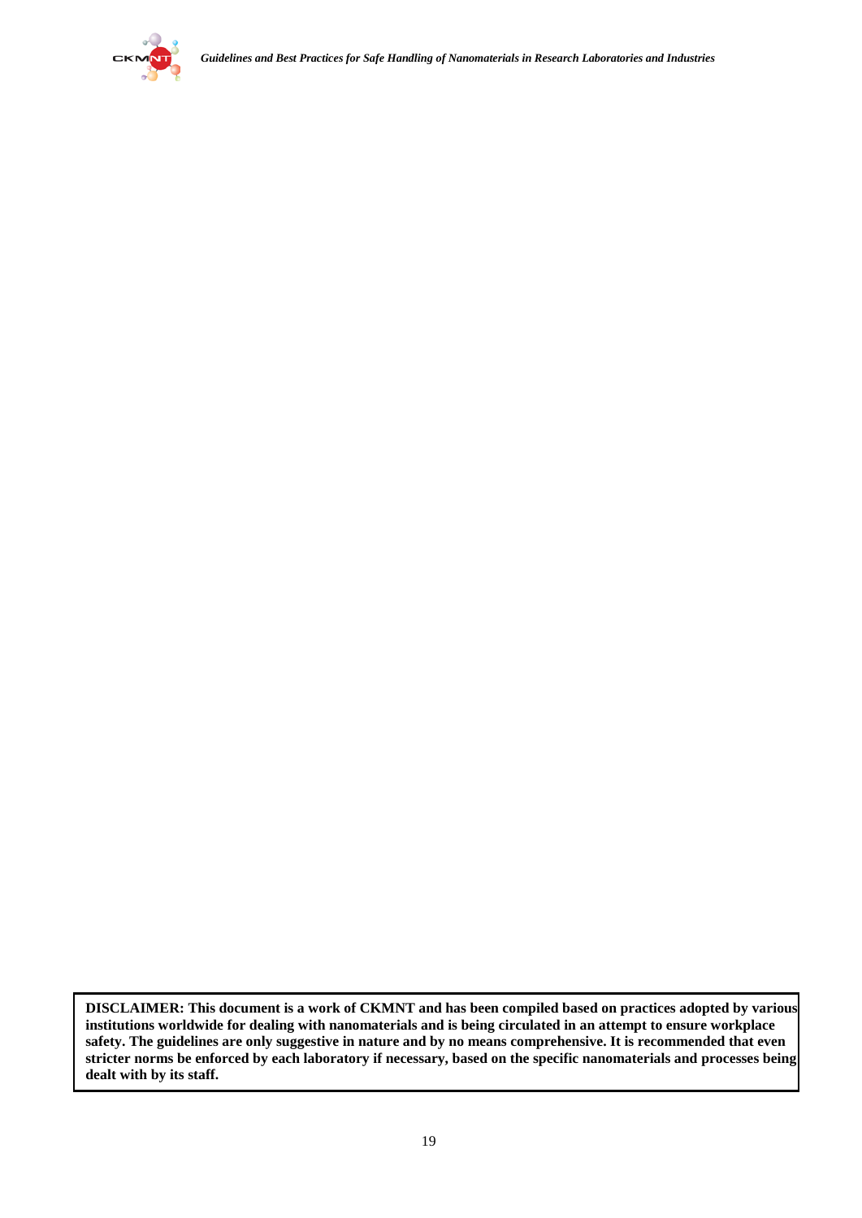**DISCLAIMER: This document is a work of CKMNT and has been compiled based on practices adopted by various institutions worldwide for dealing with nanomaterials and is being circulated in an attempt to ensure workplace safety. The guidelines are only suggestive in nature and by no means comprehensive. It is recommended that even stricter norms be enforced by each laboratory if necessary, based on the specific nanomaterials and processes being dealt with by its staff.**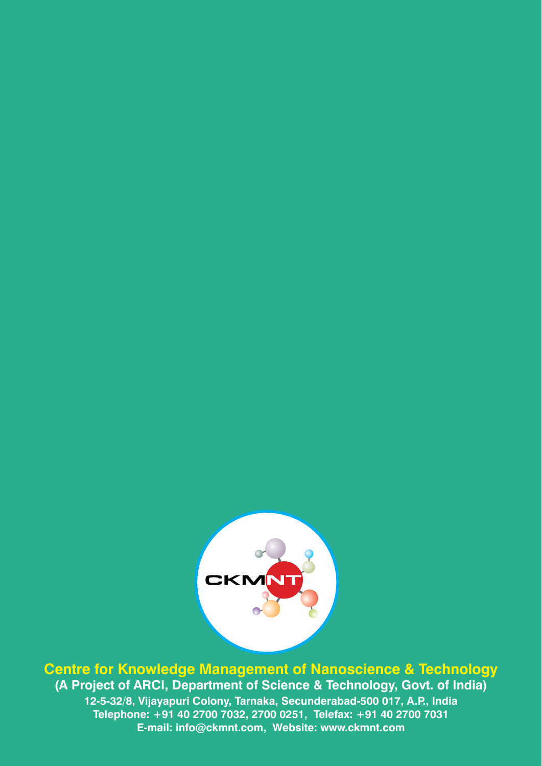CKMNT

**Centre for Knowledge Management of Nanoscience & Technology**

**(A Project of ARCI, Department of Science & Technology, Govt. of India)**

12-5-32/8, Vijayapuri Colony, Tarnaka, Secunderabad-500 017, A.P., India

Telephone: +91 40 2700 7032, 2700 0251, Telefax: +91 40 2700 7031

E-mail: info@ckmnt.com, Website: www.ckmnt.com